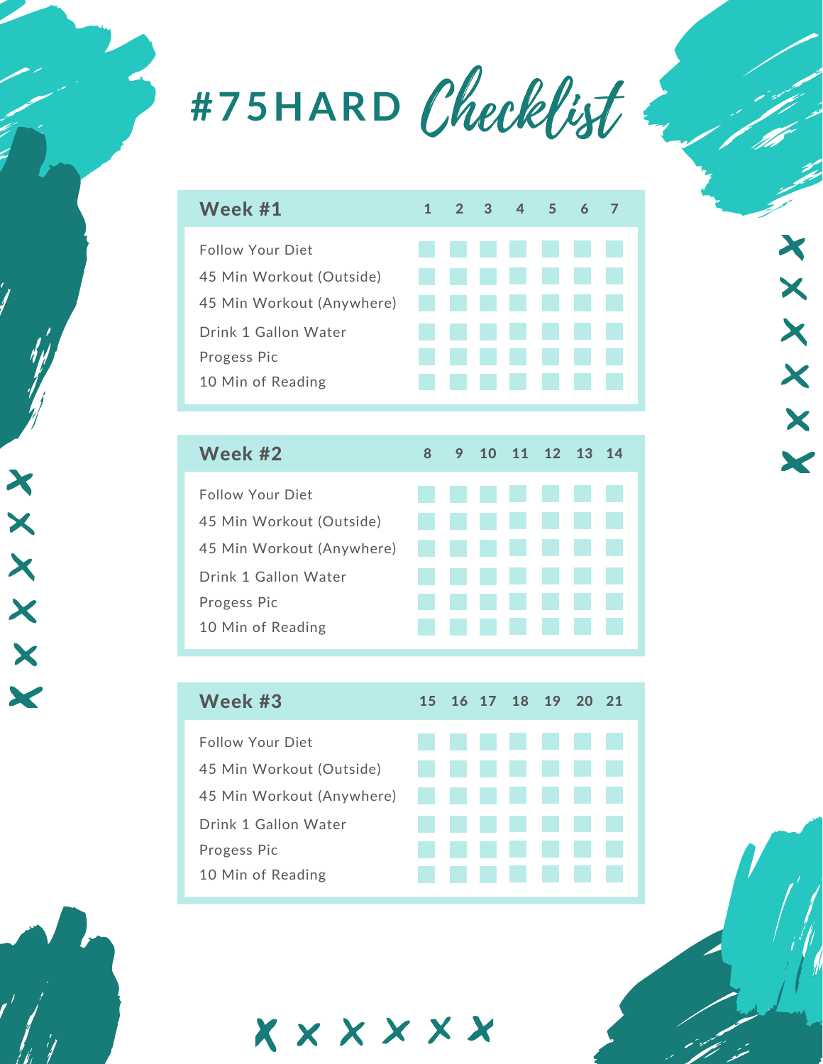# #75HARD *Checklist*

| Week #1 | 1 | 2 | 3 | 4 | 5 | 6 | 7 |
|---|---|---|---|---|---|---|---|
| Follow Your Diet | | | | | | | |
| 45 Min Workout (Outside) | | | | | | | |
| 45 Min Workout (Anywhere) | | | | | | | |
| Drink 1 Gallon Water | | | | | | | |
| Progess Pic | | | | | | | |
| 10 Min of Reading | | | | | | | |

| Week #2 | 8 | 9 | 10 | 11 | 12 | 13 | 14 |
|---|---|---|---|---|---|---|---|
| Follow Your Diet | | | | | | | |
| 45 Min Workout (Outside) | | | | | | | |
| 45 Min Workout (Anywhere) | | | | | | | |
| Drink 1 Gallon Water | | | | | | | |
| Progess Pic | | | | | | | |
| 10 Min of Reading | | | | | | | |

| Week #3 | 15 | 16 | 17 | 18 | 19 | 20 | 21 |
|---|---|---|---|---|---|---|---|
| Follow Your Diet | | | | | | | |
| 45 Min Workout (Outside) | | | | | | | |
| 45 Min Workout (Anywhere) | | | | | | | |
| Drink 1 Gallon Water | | | | | | | |
| Progess Pic | | | | | | | |
| 10 Min of Reading | | | | | | | |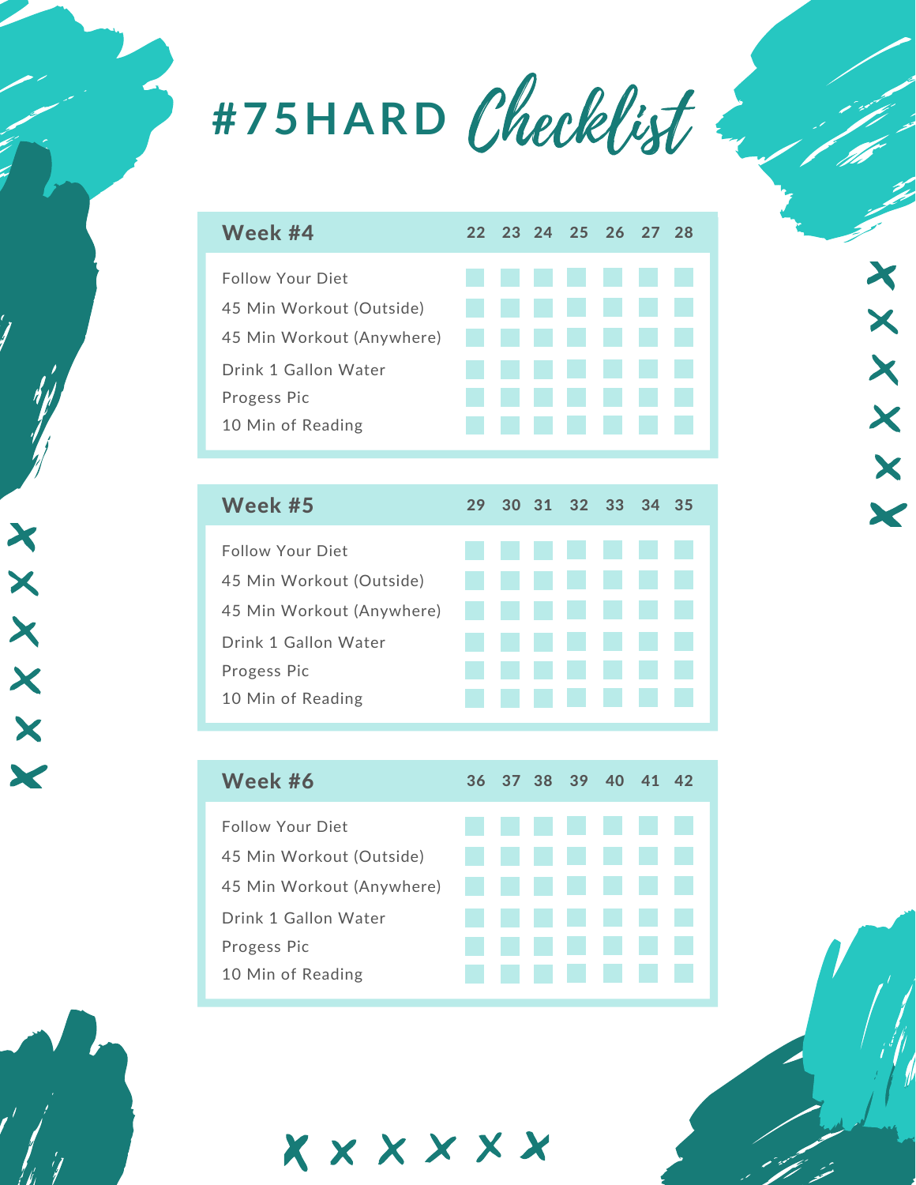# #75HARD Checklist

| Week #4 | 22 | 23 | 24 | 25 | 26 | 27 | 28 |
|---|---|---|---|---|---|---|---|
| Follow Your Diet | | | | | | | |
| 45 Min Workout (Outside) | | | | | | | |
| 45 Min Workout (Anywhere) | | | | | | | |
| Drink 1 Gallon Water | | | | | | | |
| Progess Pic | | | | | | | |
| 10 Min of Reading | | | | | | | |

| Week #5 | 29 | 30 | 31 | 32 | 33 | 34 | 35 |
|---|---|---|---|---|---|---|---|
| Follow Your Diet | | | | | | | |
| 45 Min Workout (Outside) | | | | | | | |
| 45 Min Workout (Anywhere) | | | | | | | |
| Drink 1 Gallon Water | | | | | | | |
| Progess Pic | | | | | | | |
| 10 Min of Reading | | | | | | | |

| Week #6 | 36 | 37 | 38 | 39 | 40 | 41 | 42 |
|---|---|---|---|---|---|---|---|
| Follow Your Diet | | | | | | | |
| 45 Min Workout (Outside) | | | | | | | |
| 45 Min Workout (Anywhere) | | | | | | | |
| Drink 1 Gallon Water | | | | | | | |
| Progess Pic | | | | | | | |
| 10 Min of Reading | | | | | | | |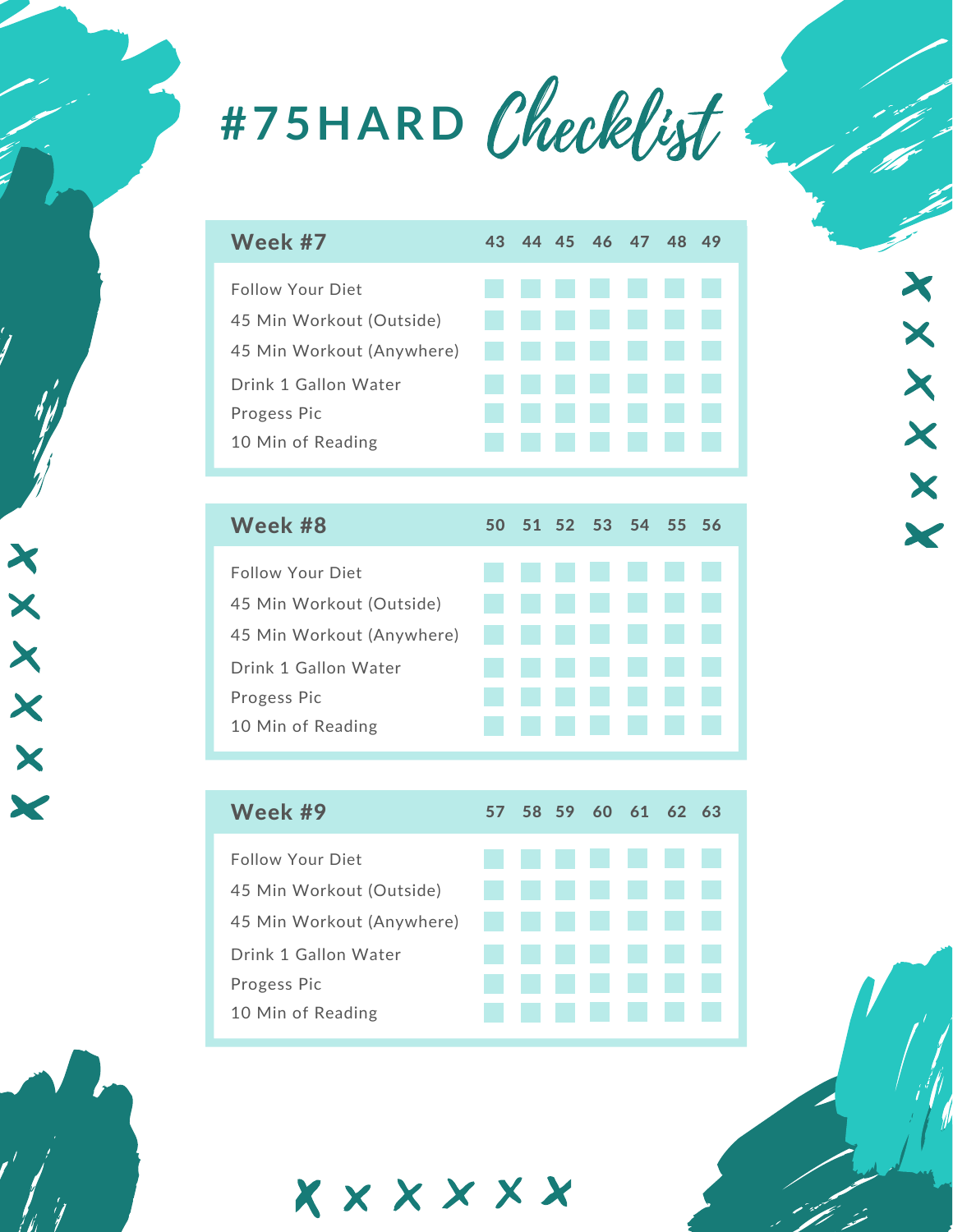# #75HARD Checklist

| Week #7 | 43 | 44 | 45 | 46 | 47 | 48 | 49 |
|---|---|---|---|---|---|---|---|
| Follow Your Diet | | | | | | | |
| 45 Min Workout (Outside) | | | | | | | |
| 45 Min Workout (Anywhere) | | | | | | | |
| Drink 1 Gallon Water | | | | | | | |
| Progess Pic | | | | | | | |
| 10 Min of Reading | | | | | | | |

| Week #8 | 50 | 51 | 52 | 53 | 54 | 55 | 56 |
|---|---|---|---|---|---|---|---|
| Follow Your Diet | | | | | | | |
| 45 Min Workout (Outside) | | | | | | | |
| 45 Min Workout (Anywhere) | | | | | | | |
| Drink 1 Gallon Water | | | | | | | |
| Progess Pic | | | | | | | |
| 10 Min of Reading | | | | | | | |

| Week #9 | 57 | 58 | 59 | 60 | 61 | 62 | 63 |
|---|---|---|---|---|---|---|---|
| Follow Your Diet | | | | | | | |
| 45 Min Workout (Outside) | | | | | | | |
| 45 Min Workout (Anywhere) | | | | | | | |
| Drink 1 Gallon Water | | | | | | | |
| Progess Pic | | | | | | | |
| 10 Min of Reading | | | | | | | |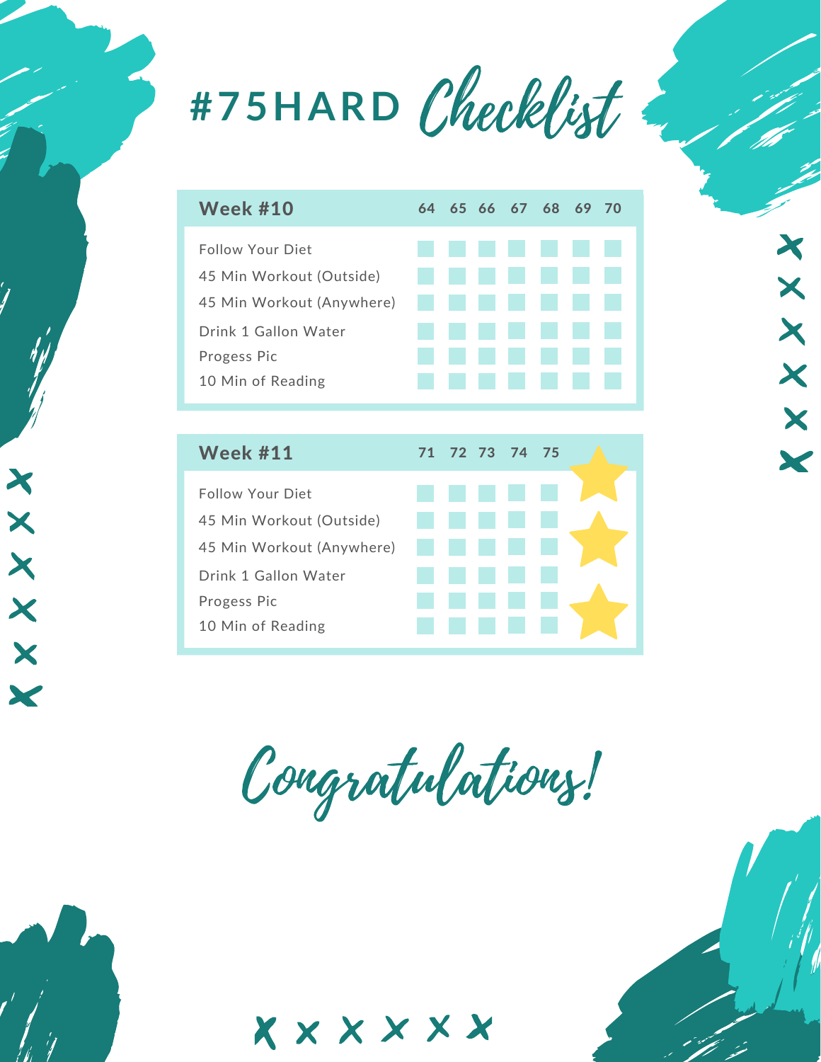# #75HARD Checklist

| Week #10 | 64 | 65 | 66 | 67 | 68 | 69 | 70 |
| --- | --- | --- | --- | --- | --- | --- | --- |
| Follow Your Diet | | | | | | | |
| 45 Min Workout (Outside) | | | | | | | |
| 45 Min Workout (Anywhere) | | | | | | | |
| Drink 1 Gallon Water | | | | | | | |
| Progess Pic | | | | | | | |
| 10 Min of Reading | | | | | | | |

| Week #11 | 71 | 72 | 73 | 74 | 75 |
| --- | --- | --- | --- | --- | --- |
| Follow Your Diet | | | | | |
| 45 Min Workout (Outside) | | | | | |
| 45 Min Workout (Anywhere) | | | | | |
| Drink 1 Gallon Water | | | | | |
| Progess Pic | | | | | |
| 10 Min of Reading | | | | | |

Congratulations!